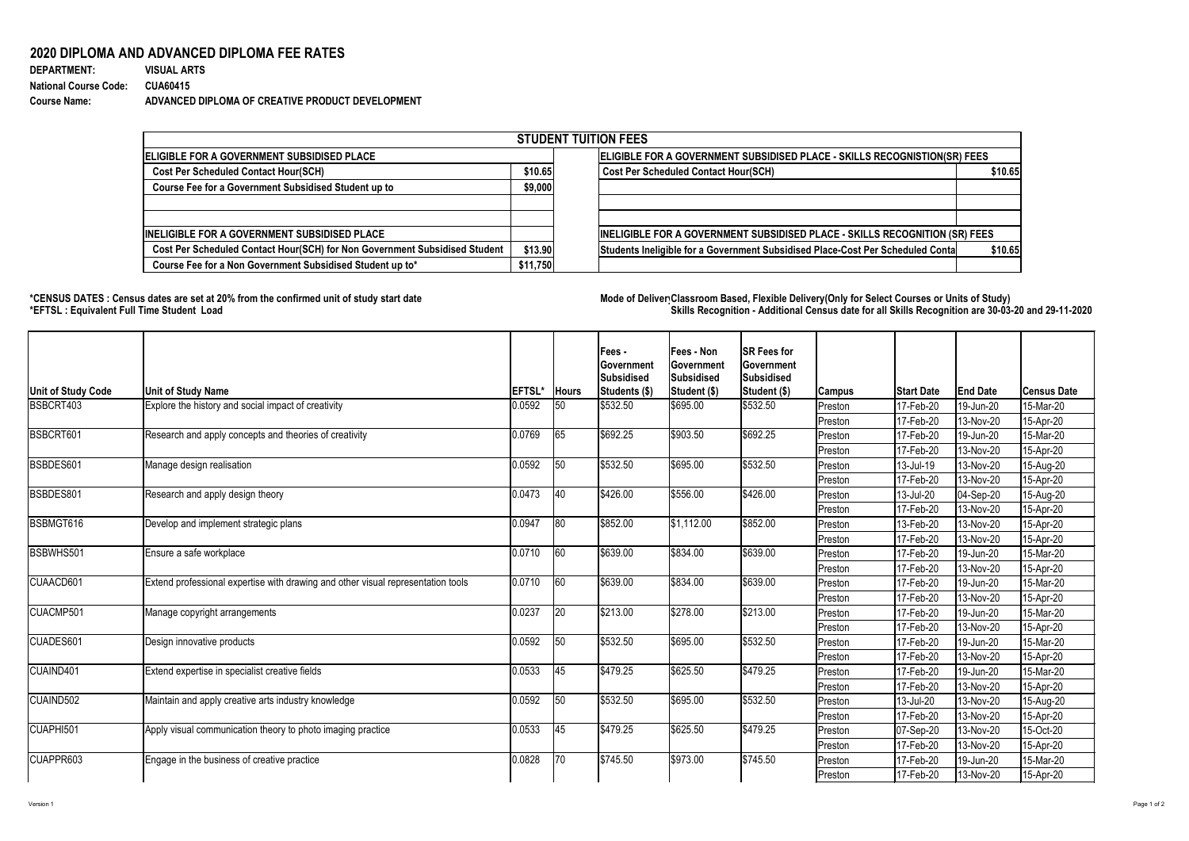# 2020 DIPLOMA AND ADVANCED DIPLOMA FEE RATES

**DEPARTMENT:** VISUAL ARTS
**National Course Code:** CUA60415
**Course Name:** ADVANCED DIPLOMA OF CREATIVE PRODUCT DEVELOPMENT

| STUDENT TUITION FEES | | | |
|---|---|---|---|
| **ELIGIBLE FOR A GOVERNMENT SUBSIDISED PLACE** | | **ELIGIBLE FOR A GOVERNMENT SUBSIDISED PLACE - SKILLS RECOGNISTION(SR) FEES** | |
| **Cost Per Scheduled Contact Hour(SCH)** | **$10.65** | **Cost Per Scheduled Contact Hour(SCH)** | **$10.65** |
| **Course Fee for a Government Subsidised Student up to** | **$9,000** | | |
| | | | |
| | | | |
| **INELIGIBLE FOR A GOVERNMENT SUBSIDISED PLACE** | | **INELIGIBLE FOR A GOVERNMENT SUBSIDISED PLACE - SKILLS RECOGNITION (SR) FEES** | |
| **Cost Per Scheduled Contact Hour(SCH) for Non Government Subsidised Student** | **$13.90** | **Students Ineligible for a Government Subsidised Place-Cost Per Scheduled Conta** | **$10.65** |
| **Course Fee for a Non Government Subsidised Student up to*** | **$11,750** | | |

**\*CENSUS DATES : Census dates are set at 20% from the confirmed unit of study start date**
**\*EFTSL : Equivalent Full Time Student Load**

**Mode of Deliver Classroom Based, Flexible Delivery(Only for Select Courses or Units of Study)**
**Skills Recognition - Additional Census date for all Skills Recognition are 30-03-20 and 29-11-2020**

| Unit of Study Code | Unit of Study Name | EFTSL* | Hours | Fees - Government Subsidised Students ($) | Fees - Non Government Subsidised Student ($) | SR Fees for Government Subsidised Student ($) | Campus | Start Date | End Date | Census Date |
|---|---|---|---|---|---|---|---|---|---|---|
| BSBCRT403 | Explore the history and social impact of creativity | 0.0592 | 50 | $532.50 | $695.00 | $532.50 | Preston | 17-Feb-20 | 19-Jun-20 | 15-Mar-20 |
| | | | | | | | Preston | 17-Feb-20 | 13-Nov-20 | 15-Apr-20 |
| BSBCRT601 | Research and apply concepts and theories of creativity | 0.0769 | 65 | $692.25 | $903.50 | $692.25 | Preston | 17-Feb-20 | 19-Jun-20 | 15-Mar-20 |
| | | | | | | | Preston | 17-Feb-20 | 13-Nov-20 | 15-Apr-20 |
| BSBDES601 | Manage design realisation | 0.0592 | 50 | $532.50 | $695.00 | $532.50 | Preston | 13-Jul-19 | 13-Nov-20 | 15-Aug-20 |
| | | | | | | | Preston | 17-Feb-20 | 13-Nov-20 | 15-Apr-20 |
| BSBDES801 | Research and apply design theory | 0.0473 | 40 | $426.00 | $556.00 | $426.00 | Preston | 13-Jul-20 | 04-Sep-20 | 15-Aug-20 |
| | | | | | | | Preston | 17-Feb-20 | 13-Nov-20 | 15-Apr-20 |
| BSBMGT616 | Develop and implement strategic plans | 0.0947 | 80 | $852.00 | $1,112.00 | $852.00 | Preston | 13-Feb-20 | 13-Nov-20 | 15-Apr-20 |
| | | | | | | | Preston | 17-Feb-20 | 13-Nov-20 | 15-Apr-20 |
| BSBWHS501 | Ensure a safe workplace | 0.0710 | 60 | $639.00 | $834.00 | $639.00 | Preston | 17-Feb-20 | 19-Jun-20 | 15-Mar-20 |
| | | | | | | | Preston | 17-Feb-20 | 13-Nov-20 | 15-Apr-20 |
| CUAACD601 | Extend professional expertise with drawing and other visual representation tools | 0.0710 | 60 | $639.00 | $834.00 | $639.00 | Preston | 17-Feb-20 | 19-Jun-20 | 15-Mar-20 |
| | | | | | | | Preston | 17-Feb-20 | 13-Nov-20 | 15-Apr-20 |
| CUACMP501 | Manage copyright arrangements | 0.0237 | 20 | $213.00 | $278.00 | $213.00 | Preston | 17-Feb-20 | 19-Jun-20 | 15-Mar-20 |
| | | | | | | | Preston | 17-Feb-20 | 13-Nov-20 | 15-Apr-20 |
| CUADES601 | Design innovative products | 0.0592 | 50 | $532.50 | $695.00 | $532.50 | Preston | 17-Feb-20 | 19-Jun-20 | 15-Mar-20 |
| | | | | | | | Preston | 17-Feb-20 | 13-Nov-20 | 15-Apr-20 |
| CUAIND401 | Extend expertise in specialist creative fields | 0.0533 | 45 | $479.25 | $625.50 | $479.25 | Preston | 17-Feb-20 | 19-Jun-20 | 15-Mar-20 |
| | | | | | | | Preston | 17-Feb-20 | 13-Nov-20 | 15-Apr-20 |
| CUAIND502 | Maintain and apply creative arts industry knowledge | 0.0592 | 50 | $532.50 | $695.00 | $532.50 | Preston | 13-Jul-20 | 13-Nov-20 | 15-Aug-20 |
| | | | | | | | Preston | 17-Feb-20 | 13-Nov-20 | 15-Apr-20 |
| CUAPHI501 | Apply visual communication theory to photo imaging practice | 0.0533 | 45 | $479.25 | $625.50 | $479.25 | Preston | 07-Sep-20 | 13-Nov-20 | 15-Oct-20 |
| | | | | | | | Preston | 17-Feb-20 | 13-Nov-20 | 15-Apr-20 |
| CUAPPR603 | Engage in the business of creative practice | 0.0828 | 70 | $745.50 | $973.00 | $745.50 | Preston | 17-Feb-20 | 19-Jun-20 | 15-Mar-20 |
| | | | | | | | Preston | 17-Feb-20 | 13-Nov-20 | 15-Apr-20 |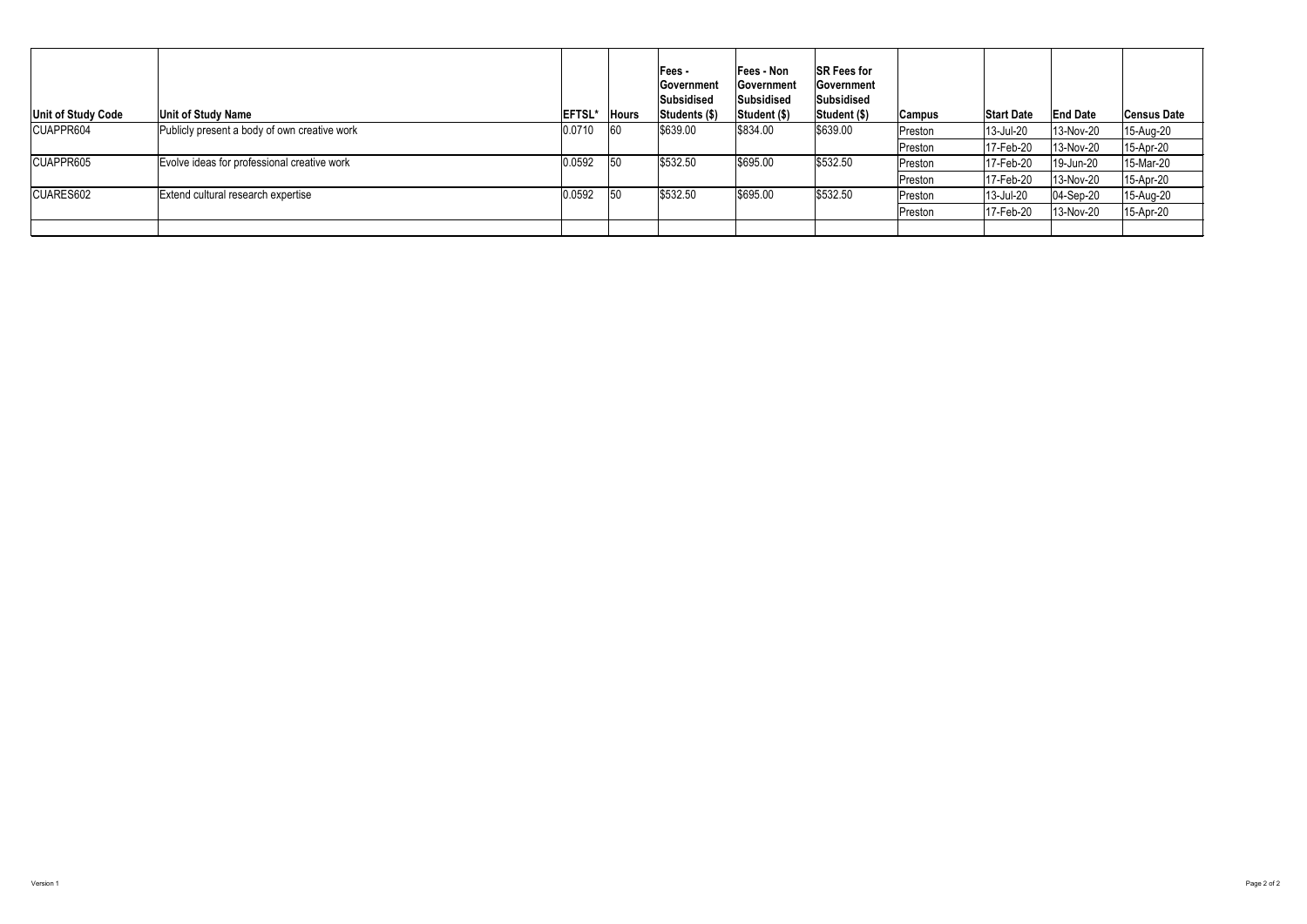| Unit of Study Code | Unit of Study Name | EFTSL* | Hours | Fees - Government Subsidised Students ($) | Fees - Non Government Subsidised Student ($) | SR Fees for Government Subsidised Student ($) | Campus | Start Date | End Date | Census Date |
|---|---|---|---|---|---|---|---|---|---|---|
| CUAPPR604 | Publicly present a body of own creative work | 0.0710 | 60 | $639.00 | $834.00 | $639.00 | Preston | 13-Jul-20 | 13-Nov-20 | 15-Aug-20 |
| | | | | | | | Preston | 17-Feb-20 | 13-Nov-20 | 15-Apr-20 |
| CUAPPR605 | Evolve ideas for professional creative work | 0.0592 | 50 | $532.50 | $695.00 | $532.50 | Preston | 17-Feb-20 | 19-Jun-20 | 15-Mar-20 |
| | | | | | | | Preston | 17-Feb-20 | 13-Nov-20 | 15-Apr-20 |
| CUARES602 | Extend cultural research expertise | 0.0592 | 50 | $532.50 | $695.00 | $532.50 | Preston | 13-Jul-20 | 04-Sep-20 | 15-Aug-20 |
| | | | | | | | Preston | 17-Feb-20 | 13-Nov-20 | 15-Apr-20 |
| | | | | | | | | | | |

Version 1